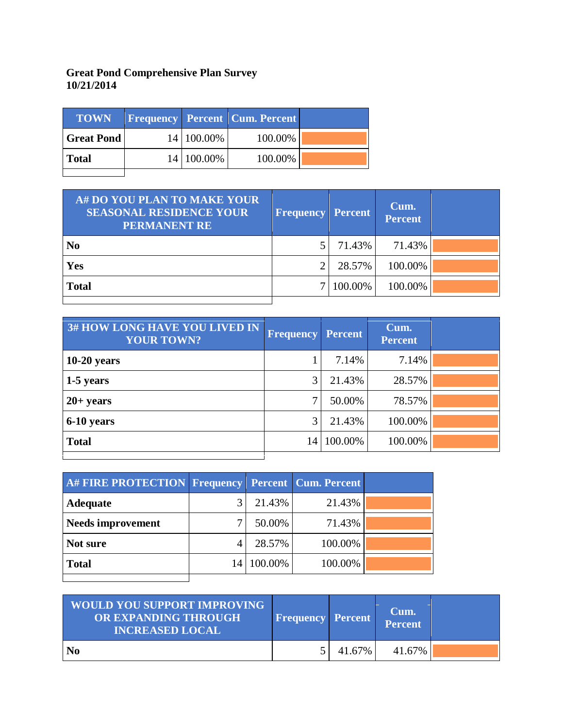**Great Pond Comprehensive Plan Survey**
**10/21/2014**

| TOWN | Frequency | Percent | Cum. Percent | |
|---|---|---|---|---|
| **Great Pond** | 14 | 100.00% | 100.00% | |
| **Total** | 14 | 100.00% | 100.00% | |

| A# DO YOU PLAN TO MAKE YOUR SEASONAL RESIDENCE YOUR PERMANENT RE | Frequency | Percent | Cum. Percent | |
|---|---|---|---|---|
| **No** | 5 | 71.43% | 71.43% | |
| **Yes** | 2 | 28.57% | 100.00% | |
| **Total** | 7 | 100.00% | 100.00% | |

| 3# HOW LONG HAVE YOU LIVED IN YOUR TOWN? | Frequency | Percent | Cum. Percent | |
|---|---|---|---|---|
| **10-20 years** | 1 | 7.14% | 7.14% | |
| **1-5 years** | 3 | 21.43% | 28.57% | |
| **20+ years** | 7 | 50.00% | 78.57% | |
| **6-10 years** | 3 | 21.43% | 100.00% | |
| **Total** | 14 | 100.00% | 100.00% | |

| A# FIRE PROTECTION | Frequency | Percent | Cum. Percent | |
|---|---|---|---|---|
| **Adequate** | 3 | 21.43% | 21.43% | |
| **Needs improvement** | 7 | 50.00% | 71.43% | |
| **Not sure** | 4 | 28.57% | 100.00% | |
| **Total** | 14 | 100.00% | 100.00% | |

| WOULD YOU SUPPORT IMPROVING OR EXPANDING THROUGH INCREASED LOCAL | Frequency | Percent | Cum. Percent | |
|---|---|---|---|---|
| **No** | 5 | 41.67% | 41.67% | |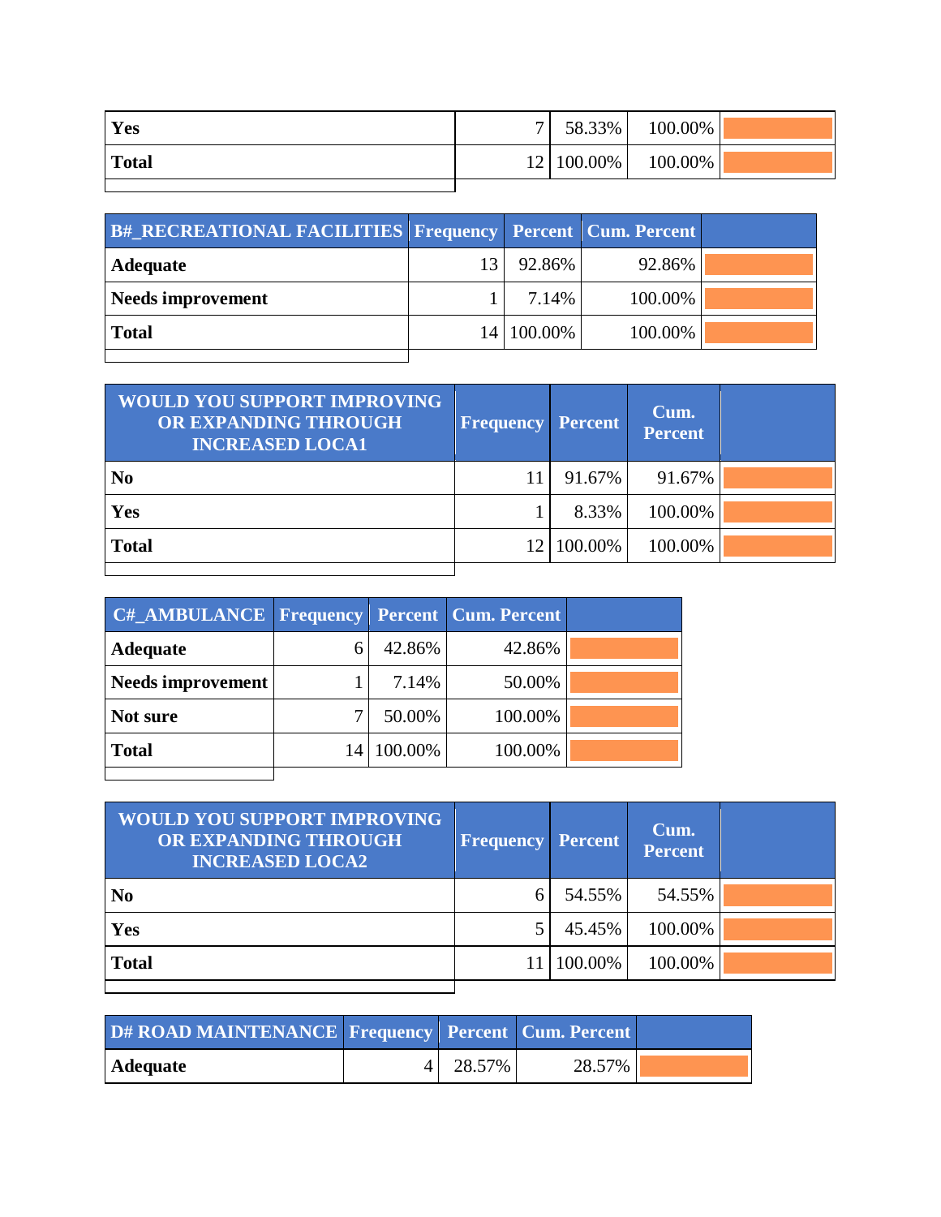| | | | | |
|---|---|---|---|---|
| **Yes** | 7 | 58.33% | 100.00% | |
| **Total** | 12 | 100.00% | 100.00% | |

| B#_RECREATIONAL FACILITIES | Frequency | Percent | Cum. Percent | |
|---|---|---|---|---|
| **Adequate** | 13 | 92.86% | 92.86% | |
| **Needs improvement** | 1 | 7.14% | 100.00% | |
| **Total** | 14 | 100.00% | 100.00% | |

| WOULD YOU SUPPORT IMPROVING OR EXPANDING THROUGH INCREASED LOCA1 | Frequency | Percent | Cum. Percent | |
|---|---|---|---|---|
| **No** | 11 | 91.67% | 91.67% | |
| **Yes** | 1 | 8.33% | 100.00% | |
| **Total** | 12 | 100.00% | 100.00% | |

| C#_AMBULANCE | Frequency | Percent | Cum. Percent | |
|---|---|---|---|---|
| **Adequate** | 6 | 42.86% | 42.86% | |
| **Needs improvement** | 1 | 7.14% | 50.00% | |
| **Not sure** | 7 | 50.00% | 100.00% | |
| **Total** | 14 | 100.00% | 100.00% | |

| WOULD YOU SUPPORT IMPROVING OR EXPANDING THROUGH INCREASED LOCA2 | Frequency | Percent | Cum. Percent | |
|---|---|---|---|---|
| **No** | 6 | 54.55% | 54.55% | |
| **Yes** | 5 | 45.45% | 100.00% | |
| **Total** | 11 | 100.00% | 100.00% | |

| D# ROAD MAINTENANCE | Frequency | Percent | Cum. Percent | |
|---|---|---|---|---|
| **Adequate** | 4 | 28.57% | 28.57% | |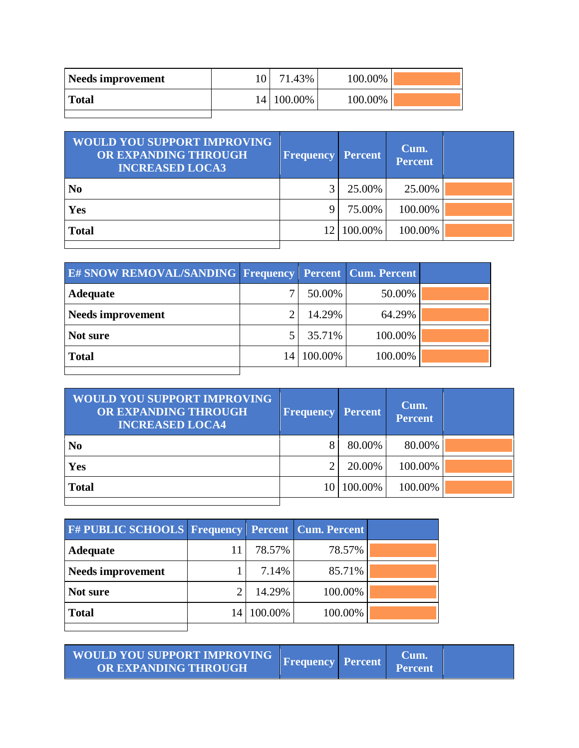| | | | | |
|---|---|---|---|---|
| **Needs improvement** | 10 | 71.43% | 100.00% | |
| **Total** | 14 | 100.00% | 100.00% | |

| WOULD YOU SUPPORT IMPROVING OR EXPANDING THROUGH INCREASED LOCA3 | Frequency | Percent | Cum. Percent | |
|---|---|---|---|---|
| **No** | 3 | 25.00% | 25.00% | |
| **Yes** | 9 | 75.00% | 100.00% | |
| **Total** | 12 | 100.00% | 100.00% | |

| E# SNOW REMOVAL/SANDING | Frequency | Percent | Cum. Percent | |
|---|---|---|---|---|
| **Adequate** | 7 | 50.00% | 50.00% | |
| **Needs improvement** | 2 | 14.29% | 64.29% | |
| **Not sure** | 5 | 35.71% | 100.00% | |
| **Total** | 14 | 100.00% | 100.00% | |

| WOULD YOU SUPPORT IMPROVING OR EXPANDING THROUGH INCREASED LOCA4 | Frequency | Percent | Cum. Percent | |
|---|---|---|---|---|
| **No** | 8 | 80.00% | 80.00% | |
| **Yes** | 2 | 20.00% | 100.00% | |
| **Total** | 10 | 100.00% | 100.00% | |

| F# PUBLIC SCHOOLS | Frequency | Percent | Cum. Percent | |
|---|---|---|---|---|
| **Adequate** | 11 | 78.57% | 78.57% | |
| **Needs improvement** | 1 | 7.14% | 85.71% | |
| **Not sure** | 2 | 14.29% | 100.00% | |
| **Total** | 14 | 100.00% | 100.00% | |

| WOULD YOU SUPPORT IMPROVING OR EXPANDING THROUGH | Frequency | Percent | Cum. Percent | |
|---|---|---|---|---|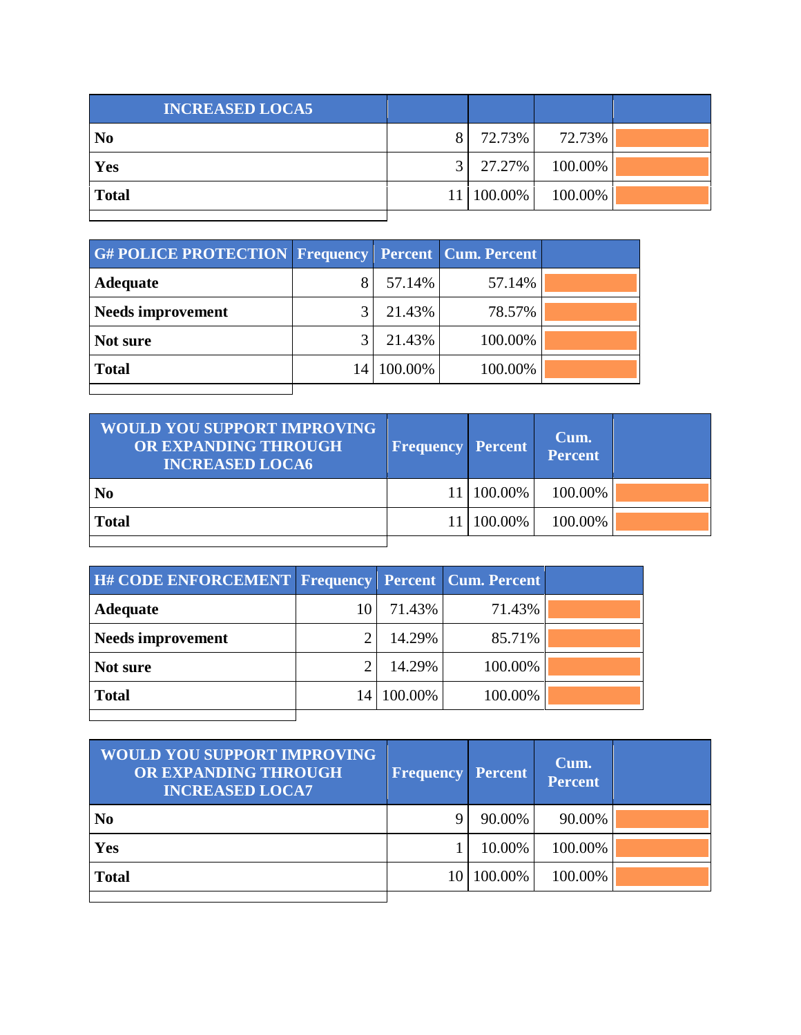| INCREASED LOCA5 | | | | |
|---|---|---|---|---|
| **No** | 8 | 72.73% | 72.73% | |
| **Yes** | 3 | 27.27% | 100.00% | |
| **Total** | 11 | 100.00% | 100.00% | |

| G# POLICE PROTECTION | Frequency | Percent | Cum. Percent | |
|---|---|---|---|---|
| **Adequate** | 8 | 57.14% | 57.14% | |
| **Needs improvement** | 3 | 21.43% | 78.57% | |
| **Not sure** | 3 | 21.43% | 100.00% | |
| **Total** | 14 | 100.00% | 100.00% | |

| WOULD YOU SUPPORT IMPROVING OR EXPANDING THROUGH INCREASED LOCA6 | Frequency | Percent | Cum. Percent | |
|---|---|---|---|---|
| **No** | 11 | 100.00% | 100.00% | |
| **Total** | 11 | 100.00% | 100.00% | |

| H# CODE ENFORCEMENT | Frequency | Percent | Cum. Percent | |
|---|---|---|---|---|
| **Adequate** | 10 | 71.43% | 71.43% | |
| **Needs improvement** | 2 | 14.29% | 85.71% | |
| **Not sure** | 2 | 14.29% | 100.00% | |
| **Total** | 14 | 100.00% | 100.00% | |

| WOULD YOU SUPPORT IMPROVING OR EXPANDING THROUGH INCREASED LOCA7 | Frequency | Percent | Cum. Percent | |
|---|---|---|---|---|
| **No** | 9 | 90.00% | 90.00% | |
| **Yes** | 1 | 10.00% | 100.00% | |
| **Total** | 10 | 100.00% | 100.00% | |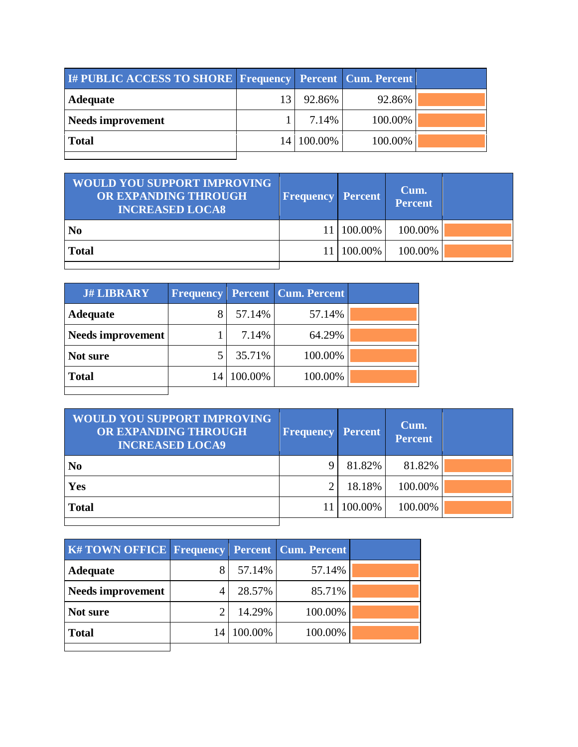| I# PUBLIC ACCESS TO SHORE | Frequency | Percent | Cum. Percent | |
|---|---|---|---|---|
| **Adequate** | 13 | 92.86% | 92.86% | |
| **Needs improvement** | 1 | 7.14% | 100.00% | |
| **Total** | 14 | 100.00% | 100.00% | |

| WOULD YOU SUPPORT IMPROVING OR EXPANDING THROUGH INCREASED LOCA8 | Frequency | Percent | Cum. Percent | |
|---|---|---|---|---|
| **No** | 11 | 100.00% | 100.00% | |
| **Total** | 11 | 100.00% | 100.00% | |

| J# LIBRARY | Frequency | Percent | Cum. Percent | |
|---|---|---|---|---|
| **Adequate** | 8 | 57.14% | 57.14% | |
| **Needs improvement** | 1 | 7.14% | 64.29% | |
| **Not sure** | 5 | 35.71% | 100.00% | |
| **Total** | 14 | 100.00% | 100.00% | |

| WOULD YOU SUPPORT IMPROVING OR EXPANDING THROUGH INCREASED LOCA9 | Frequency | Percent | Cum. Percent | |
|---|---|---|---|---|
| **No** | 9 | 81.82% | 81.82% | |
| **Yes** | 2 | 18.18% | 100.00% | |
| **Total** | 11 | 100.00% | 100.00% | |

| K# TOWN OFFICE | Frequency | Percent | Cum. Percent | |
|---|---|---|---|---|
| **Adequate** | 8 | 57.14% | 57.14% | |
| **Needs improvement** | 4 | 28.57% | 85.71% | |
| **Not sure** | 2 | 14.29% | 100.00% | |
| **Total** | 14 | 100.00% | 100.00% | |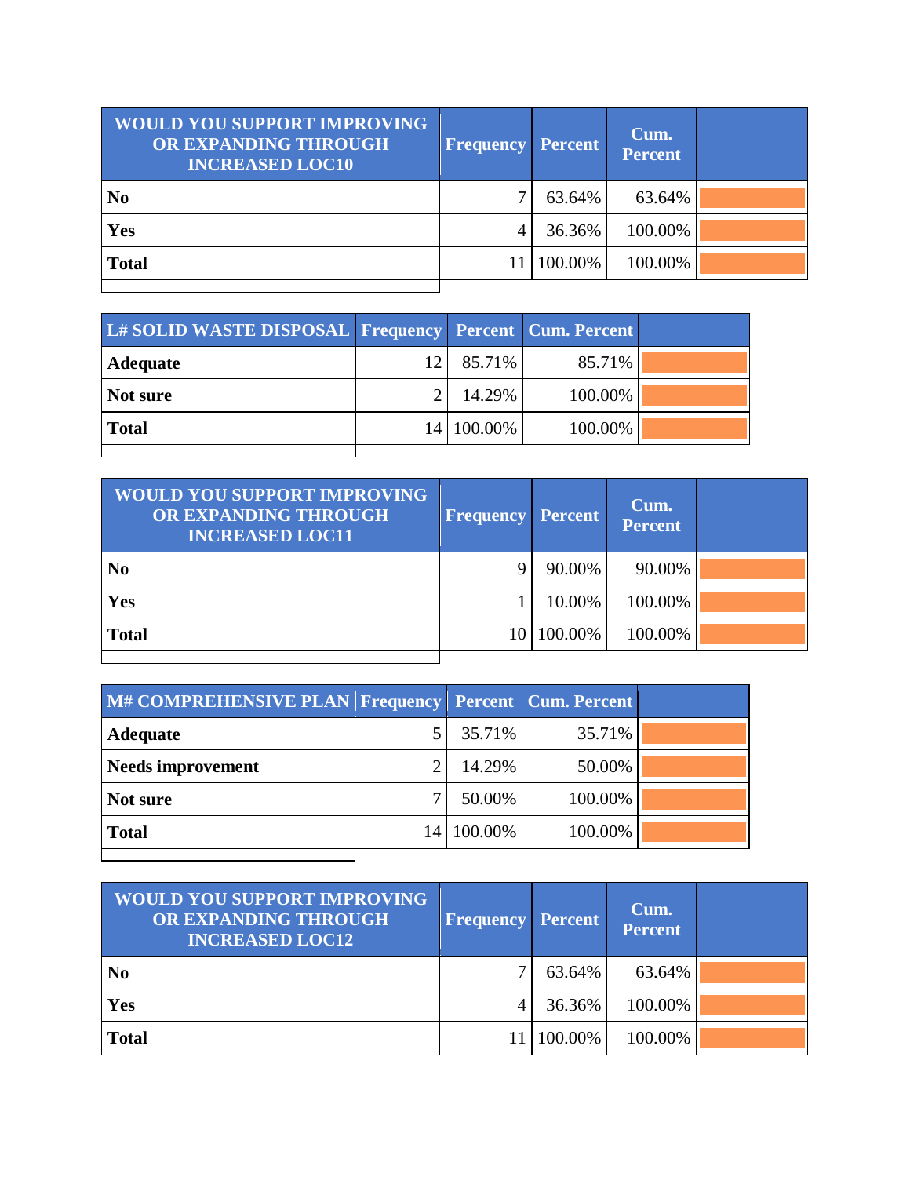| WOULD YOU SUPPORT IMPROVING OR EXPANDING THROUGH INCREASED LOC10 | Frequency | Percent | Cum. Percent | |
|---|---|---|---|---|
| **No** | 7 | 63.64% | 63.64% | |
| **Yes** | 4 | 36.36% | 100.00% | |
| **Total** | 11 | 100.00% | 100.00% | |

| L# SOLID WASTE DISPOSAL | Frequency | Percent | Cum. Percent | |
|---|---|---|---|---|
| **Adequate** | 12 | 85.71% | 85.71% | |
| **Not sure** | 2 | 14.29% | 100.00% | |
| **Total** | 14 | 100.00% | 100.00% | |

| WOULD YOU SUPPORT IMPROVING OR EXPANDING THROUGH INCREASED LOC11 | Frequency | Percent | Cum. Percent | |
|---|---|---|---|---|
| **No** | 9 | 90.00% | 90.00% | |
| **Yes** | 1 | 10.00% | 100.00% | |
| **Total** | 10 | 100.00% | 100.00% | |

| M# COMPREHENSIVE PLAN | Frequency | Percent | Cum. Percent | |
|---|---|---|---|---|
| **Adequate** | 5 | 35.71% | 35.71% | |
| **Needs improvement** | 2 | 14.29% | 50.00% | |
| **Not sure** | 7 | 50.00% | 100.00% | |
| **Total** | 14 | 100.00% | 100.00% | |

| WOULD YOU SUPPORT IMPROVING OR EXPANDING THROUGH INCREASED LOC12 | Frequency | Percent | Cum. Percent | |
|---|---|---|---|---|
| **No** | 7 | 63.64% | 63.64% | |
| **Yes** | 4 | 36.36% | 100.00% | |
| **Total** | 11 | 100.00% | 100.00% | |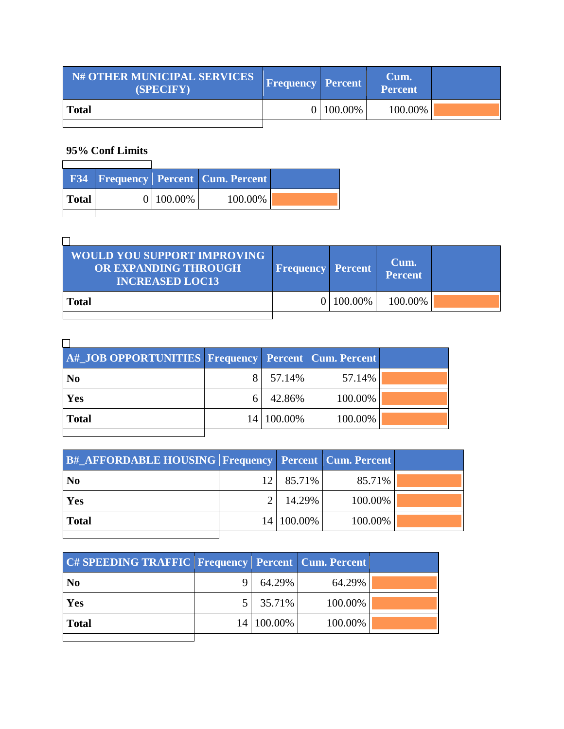| N# OTHER MUNICIPAL SERVICES (SPECIFY) | Frequency | Percent | Cum. Percent | |
|---|---|---|---|---|
| **Total** | 0 | 100.00% | 100.00% | |

**95% Conf Limits**

| F34 | Frequency | Percent | Cum. Percent | |
|---|---|---|---|---|
| **Total** | 0 | 100.00% | 100.00% | |

| WOULD YOU SUPPORT IMPROVING OR EXPANDING THROUGH INCREASED LOC13 | Frequency | Percent | Cum. Percent | |
|---|---|---|---|---|
| **Total** | 0 | 100.00% | 100.00% | |

| A#_JOB OPPORTUNITIES | Frequency | Percent | Cum. Percent | |
|---|---|---|---|---|
| **No** | 8 | 57.14% | 57.14% | |
| **Yes** | 6 | 42.86% | 100.00% | |
| **Total** | 14 | 100.00% | 100.00% | |

| B#_AFFORDABLE HOUSING | Frequency | Percent | Cum. Percent | |
|---|---|---|---|---|
| **No** | 12 | 85.71% | 85.71% | |
| **Yes** | 2 | 14.29% | 100.00% | |
| **Total** | 14 | 100.00% | 100.00% | |

| C# SPEEDING TRAFFIC | Frequency | Percent | Cum. Percent | |
|---|---|---|---|---|
| **No** | 9 | 64.29% | 64.29% | |
| **Yes** | 5 | 35.71% | 100.00% | |
| **Total** | 14 | 100.00% | 100.00% | |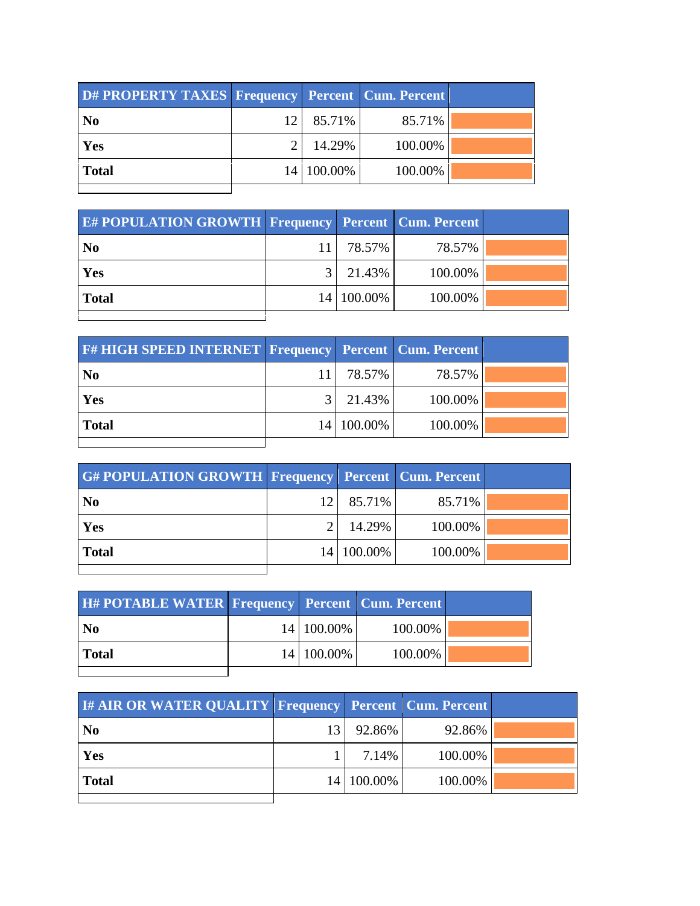| D# PROPERTY TAXES | Frequency | Percent | Cum. Percent | |
|---|---|---|---|---|
| **No** | 12 | 85.71% | 85.71% | |
| **Yes** | 2 | 14.29% | 100.00% | |
| **Total** | 14 | 100.00% | 100.00% | |

| E# POPULATION GROWTH | Frequency | Percent | Cum. Percent | |
|---|---|---|---|---|
| **No** | 11 | 78.57% | 78.57% | |
| **Yes** | 3 | 21.43% | 100.00% | |
| **Total** | 14 | 100.00% | 100.00% | |

| F# HIGH SPEED INTERNET | Frequency | Percent | Cum. Percent | |
|---|---|---|---|---|
| **No** | 11 | 78.57% | 78.57% | |
| **Yes** | 3 | 21.43% | 100.00% | |
| **Total** | 14 | 100.00% | 100.00% | |

| G# POPULATION GROWTH | Frequency | Percent | Cum. Percent | |
|---|---|---|---|---|
| **No** | 12 | 85.71% | 85.71% | |
| **Yes** | 2 | 14.29% | 100.00% | |
| **Total** | 14 | 100.00% | 100.00% | |

| H# POTABLE WATER | Frequency | Percent | Cum. Percent | |
|---|---|---|---|---|
| **No** | 14 | 100.00% | 100.00% | |
| **Total** | 14 | 100.00% | 100.00% | |

| I# AIR OR WATER QUALITY | Frequency | Percent | Cum. Percent | |
|---|---|---|---|---|
| **No** | 13 | 92.86% | 92.86% | |
| **Yes** | 1 | 7.14% | 100.00% | |
| **Total** | 14 | 100.00% | 100.00% | |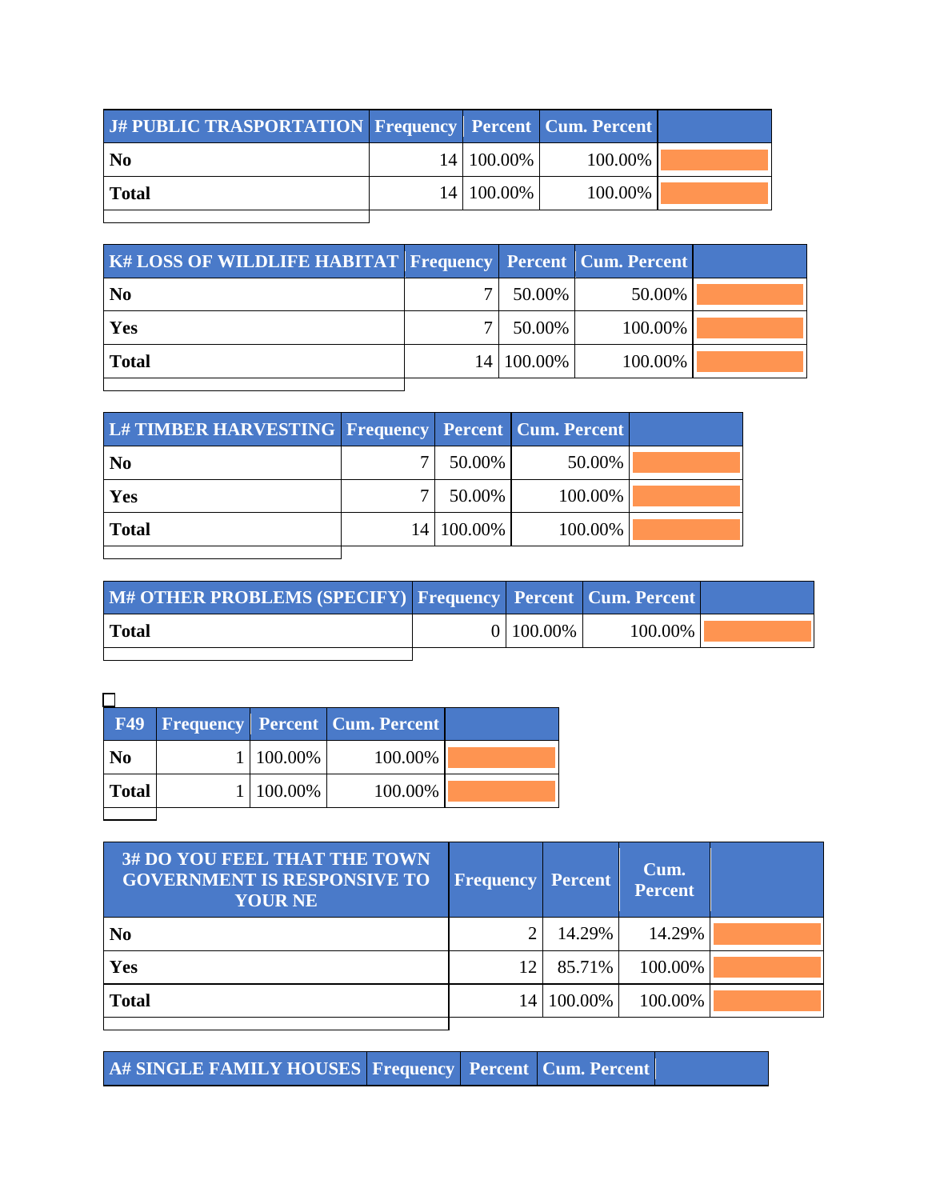| J# PUBLIC TRASPORTATION | Frequency | Percent | Cum. Percent | |
|---|---|---|---|---|
| **No** | 14 | 100.00% | 100.00% | |
| **Total** | 14 | 100.00% | 100.00% | |

| K# LOSS OF WILDLIFE HABITAT | Frequency | Percent | Cum. Percent | |
|---|---|---|---|---|
| **No** | 7 | 50.00% | 50.00% | |
| **Yes** | 7 | 50.00% | 100.00% | |
| **Total** | 14 | 100.00% | 100.00% | |

| L# TIMBER HARVESTING | Frequency | Percent | Cum. Percent | |
|---|---|---|---|---|
| **No** | 7 | 50.00% | 50.00% | |
| **Yes** | 7 | 50.00% | 100.00% | |
| **Total** | 14 | 100.00% | 100.00% | |

| M# OTHER PROBLEMS (SPECIFY) | Frequency | Percent | Cum. Percent | |
|---|---|---|---|---|
| **Total** | 0 | 100.00% | 100.00% | |

| F49 | Frequency | Percent | Cum. Percent | |
|---|---|---|---|---|
| **No** | 1 | 100.00% | 100.00% | |
| **Total** | 1 | 100.00% | 100.00% | |

| 3# DO YOU FEEL THAT THE TOWN GOVERNMENT IS RESPONSIVE TO YOUR NE | Frequency | Percent | Cum. Percent | |
|---|---|---|---|---|
| **No** | 2 | 14.29% | 14.29% | |
| **Yes** | 12 | 85.71% | 100.00% | |
| **Total** | 14 | 100.00% | 100.00% | |

| A# SINGLE FAMILY HOUSES | Frequency | Percent | Cum. Percent | |
|---|---|---|---|---|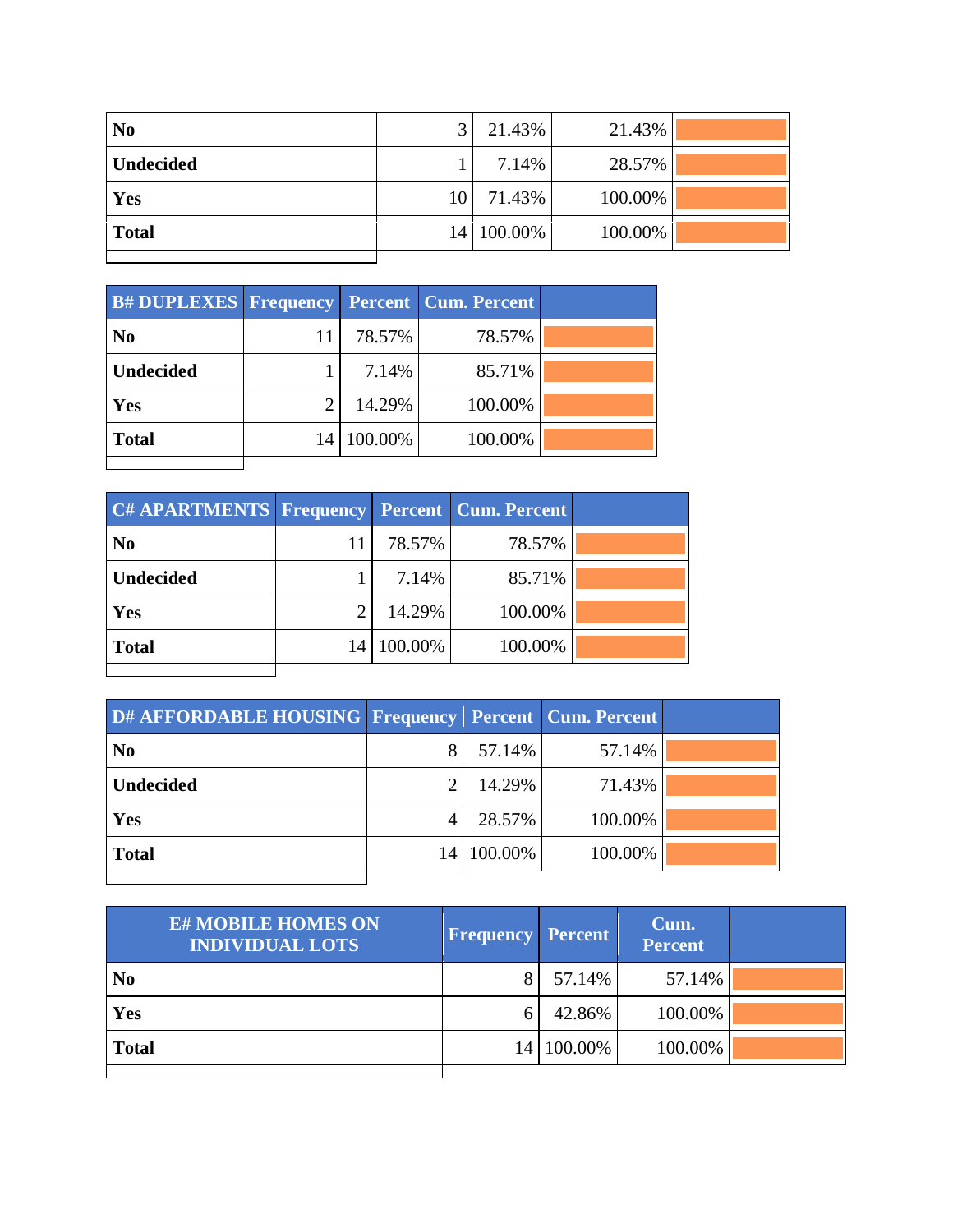| | | | | |
|---|---|---|---|---|
| **No** | 3 | 21.43% | 21.43% | |
| **Undecided** | 1 | 7.14% | 28.57% | |
| **Yes** | 10 | 71.43% | 100.00% | |
| **Total** | 14 | 100.00% | 100.00% | |

| B# DUPLEXES | Frequency | Percent | Cum. Percent | |
|---|---|---|---|---|
| **No** | 11 | 78.57% | 78.57% | |
| **Undecided** | 1 | 7.14% | 85.71% | |
| **Yes** | 2 | 14.29% | 100.00% | |
| **Total** | 14 | 100.00% | 100.00% | |

| C# APARTMENTS | Frequency | Percent | Cum. Percent | |
|---|---|---|---|---|
| **No** | 11 | 78.57% | 78.57% | |
| **Undecided** | 1 | 7.14% | 85.71% | |
| **Yes** | 2 | 14.29% | 100.00% | |
| **Total** | 14 | 100.00% | 100.00% | |

| D# AFFORDABLE HOUSING | Frequency | Percent | Cum. Percent | |
|---|---|---|---|---|
| **No** | 8 | 57.14% | 57.14% | |
| **Undecided** | 2 | 14.29% | 71.43% | |
| **Yes** | 4 | 28.57% | 100.00% | |
| **Total** | 14 | 100.00% | 100.00% | |

| E# MOBILE HOMES ON INDIVIDUAL LOTS | Frequency | Percent | Cum. Percent | |
|---|---|---|---|---|
| **No** | 8 | 57.14% | 57.14% | |
| **Yes** | 6 | 42.86% | 100.00% | |
| **Total** | 14 | 100.00% | 100.00% | |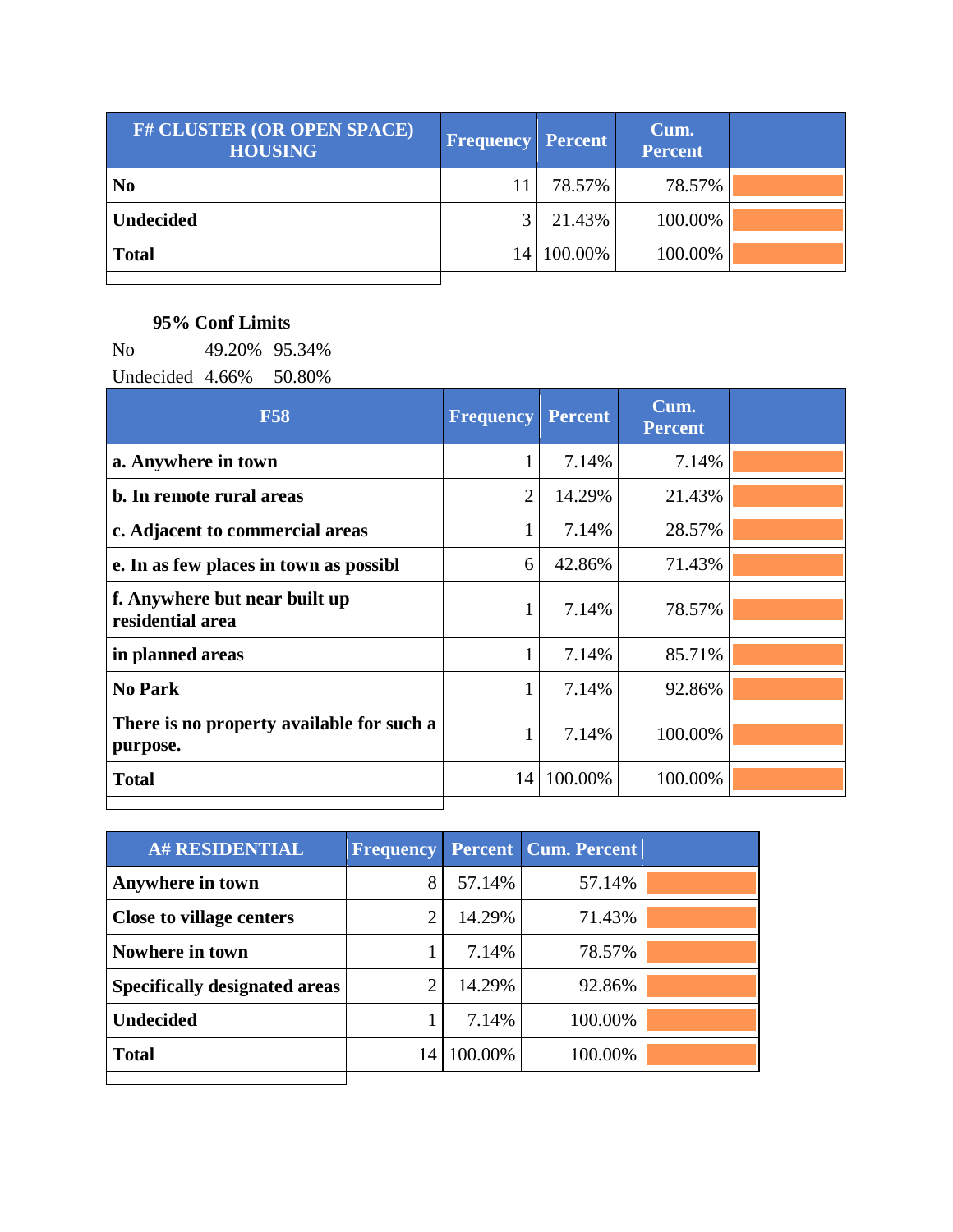| F# CLUSTER (OR OPEN SPACE) HOUSING | Frequency | Percent | Cum. Percent | |
|---|---|---|---|---|
| **No** | 11 | 78.57% | 78.57% | |
| **Undecided** | 3 | 21.43% | 100.00% | |
| **Total** | 14 | 100.00% | 100.00% | |

**95% Conf Limits**

| | | |
|---|---|---|
| No | 49.20% | 95.34% |
| Undecided | 4.66% | 50.80% |

| F58 | Frequency | Percent | Cum. Percent | |
|---|---|---|---|---|
| **a. Anywhere in town** | 1 | 7.14% | 7.14% | |
| **b. In remote rural areas** | 2 | 14.29% | 21.43% | |
| **c. Adjacent to commercial areas** | 1 | 7.14% | 28.57% | |
| **e. In as few places in town as possibl** | 6 | 42.86% | 71.43% | |
| **f. Anywhere but near built up residential area** | 1 | 7.14% | 78.57% | |
| **in planned areas** | 1 | 7.14% | 85.71% | |
| **No Park** | 1 | 7.14% | 92.86% | |
| **There is no property available for such a purpose.** | 1 | 7.14% | 100.00% | |
| **Total** | 14 | 100.00% | 100.00% | |

| A# RESIDENTIAL | Frequency | Percent | Cum. Percent | |
|---|---|---|---|---|
| **Anywhere in town** | 8 | 57.14% | 57.14% | |
| **Close to village centers** | 2 | 14.29% | 71.43% | |
| **Nowhere in town** | 1 | 7.14% | 78.57% | |
| **Specifically designated areas** | 2 | 14.29% | 92.86% | |
| **Undecided** | 1 | 7.14% | 100.00% | |
| **Total** | 14 | 100.00% | 100.00% | |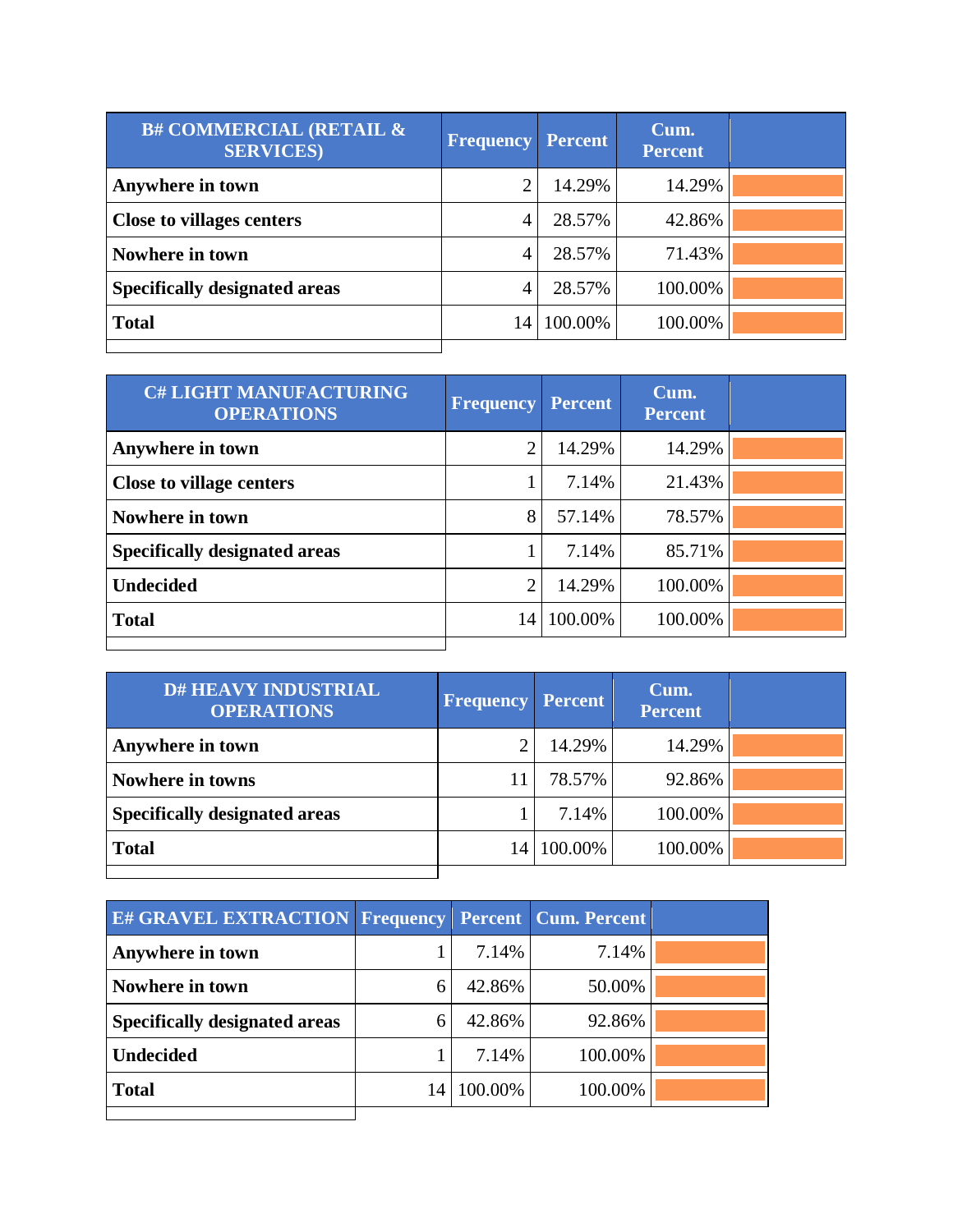| B# COMMERCIAL (RETAIL & SERVICES) | Frequency | Percent | Cum. Percent | |
|---|---|---|---|---|
| Anywhere in town | 2 | 14.29% | 14.29% | |
| Close to villages centers | 4 | 28.57% | 42.86% | |
| Nowhere in town | 4 | 28.57% | 71.43% | |
| Specifically designated areas | 4 | 28.57% | 100.00% | |
| Total | 14 | 100.00% | 100.00% | |

| C# LIGHT MANUFACTURING OPERATIONS | Frequency | Percent | Cum. Percent | |
|---|---|---|---|---|
| Anywhere in town | 2 | 14.29% | 14.29% | |
| Close to village centers | 1 | 7.14% | 21.43% | |
| Nowhere in town | 8 | 57.14% | 78.57% | |
| Specifically designated areas | 1 | 7.14% | 85.71% | |
| Undecided | 2 | 14.29% | 100.00% | |
| Total | 14 | 100.00% | 100.00% | |

| D# HEAVY INDUSTRIAL OPERATIONS | Frequency | Percent | Cum. Percent | |
|---|---|---|---|---|
| Anywhere in town | 2 | 14.29% | 14.29% | |
| Nowhere in towns | 11 | 78.57% | 92.86% | |
| Specifically designated areas | 1 | 7.14% | 100.00% | |
| Total | 14 | 100.00% | 100.00% | |

| E# GRAVEL EXTRACTION | Frequency | Percent | Cum. Percent | |
|---|---|---|---|---|
| Anywhere in town | 1 | 7.14% | 7.14% | |
| Nowhere in town | 6 | 42.86% | 50.00% | |
| Specifically designated areas | 6 | 42.86% | 92.86% | |
| Undecided | 1 | 7.14% | 100.00% | |
| Total | 14 | 100.00% | 100.00% | |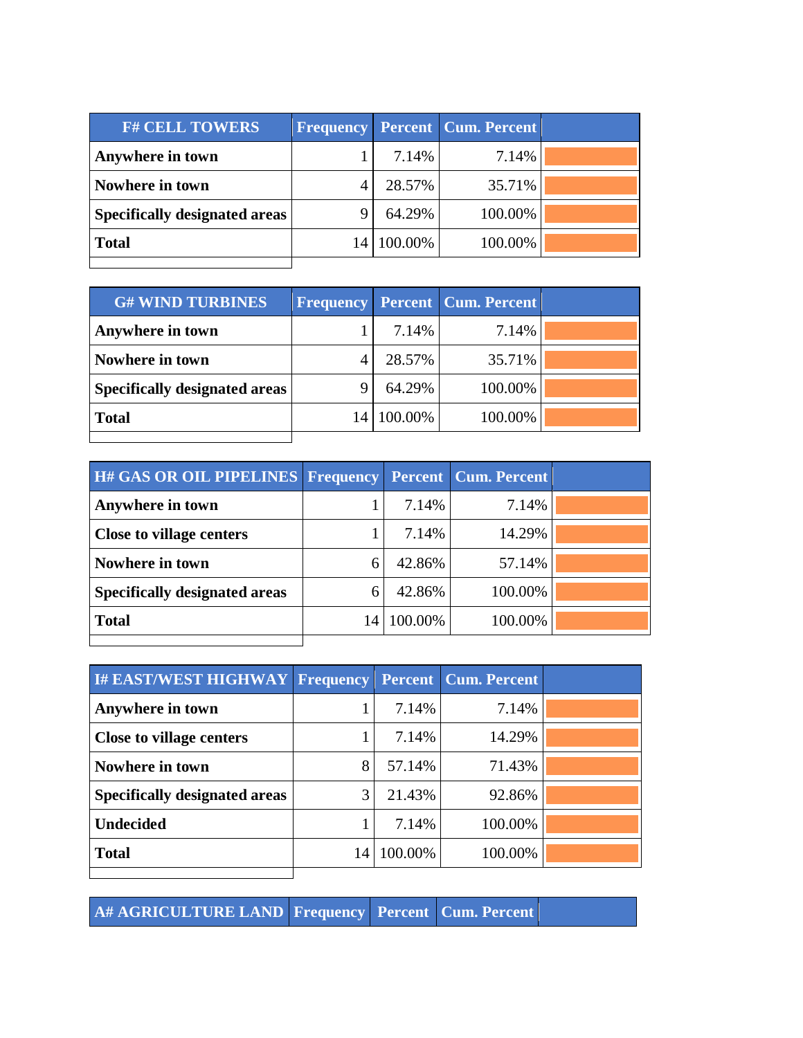| F# CELL TOWERS | Frequency | Percent | Cum. Percent | |
|---|---|---|---|---|
| **Anywhere in town** | 1 | 7.14% | 7.14% | |
| **Nowhere in town** | 4 | 28.57% | 35.71% | |
| **Specifically designated areas** | 9 | 64.29% | 100.00% | |
| **Total** | 14 | 100.00% | 100.00% | |

| G# WIND TURBINES | Frequency | Percent | Cum. Percent | |
|---|---|---|---|---|
| **Anywhere in town** | 1 | 7.14% | 7.14% | |
| **Nowhere in town** | 4 | 28.57% | 35.71% | |
| **Specifically designated areas** | 9 | 64.29% | 100.00% | |
| **Total** | 14 | 100.00% | 100.00% | |

| H# GAS OR OIL PIPELINES | Frequency | Percent | Cum. Percent | |
|---|---|---|---|---|
| **Anywhere in town** | 1 | 7.14% | 7.14% | |
| **Close to village centers** | 1 | 7.14% | 14.29% | |
| **Nowhere in town** | 6 | 42.86% | 57.14% | |
| **Specifically designated areas** | 6 | 42.86% | 100.00% | |
| **Total** | 14 | 100.00% | 100.00% | |

| I# EAST/WEST HIGHWAY | Frequency | Percent | Cum. Percent | |
|---|---|---|---|---|
| **Anywhere in town** | 1 | 7.14% | 7.14% | |
| **Close to village centers** | 1 | 7.14% | 14.29% | |
| **Nowhere in town** | 8 | 57.14% | 71.43% | |
| **Specifically designated areas** | 3 | 21.43% | 92.86% | |
| **Undecided** | 1 | 7.14% | 100.00% | |
| **Total** | 14 | 100.00% | 100.00% | |

| A# AGRICULTURE LAND | Frequency | Percent | Cum. Percent | |
|---|---|---|---|---|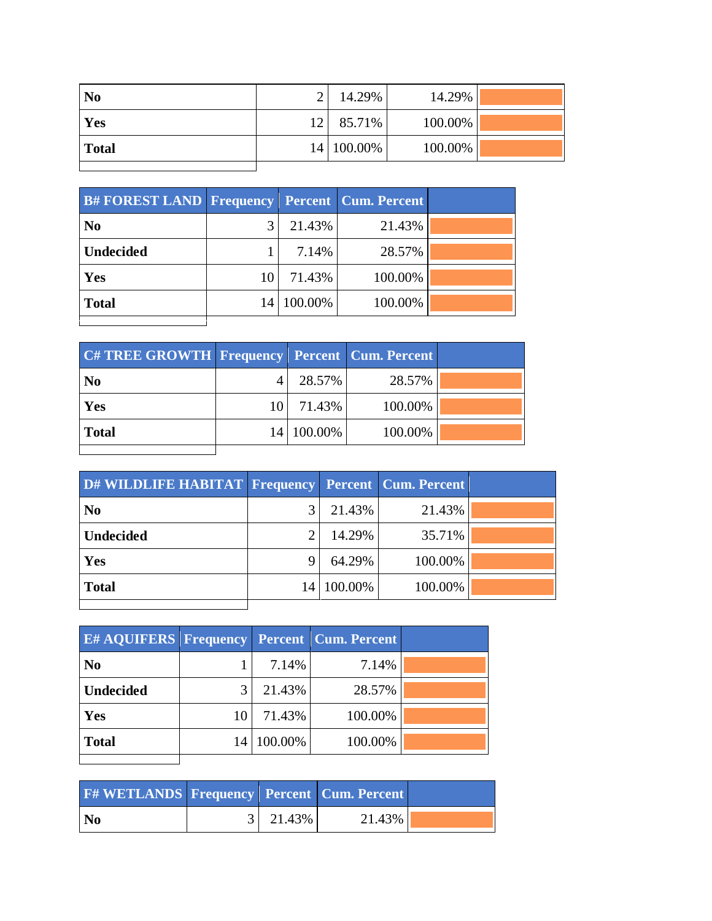| | | | | |
|---|---|---|---|---|
| **No** | 2 | 14.29% | 14.29% | |
| **Yes** | 12 | 85.71% | 100.00% | |
| **Total** | 14 | 100.00% | 100.00% | |

| B# FOREST LAND | Frequency | Percent | Cum. Percent | |
|---|---|---|---|---|
| **No** | 3 | 21.43% | 21.43% | |
| **Undecided** | 1 | 7.14% | 28.57% | |
| **Yes** | 10 | 71.43% | 100.00% | |
| **Total** | 14 | 100.00% | 100.00% | |

| C# TREE GROWTH | Frequency | Percent | Cum. Percent | |
|---|---|---|---|---|
| **No** | 4 | 28.57% | 28.57% | |
| **Yes** | 10 | 71.43% | 100.00% | |
| **Total** | 14 | 100.00% | 100.00% | |

| D# WILDLIFE HABITAT | Frequency | Percent | Cum. Percent | |
|---|---|---|---|---|
| **No** | 3 | 21.43% | 21.43% | |
| **Undecided** | 2 | 14.29% | 35.71% | |
| **Yes** | 9 | 64.29% | 100.00% | |
| **Total** | 14 | 100.00% | 100.00% | |

| E# AQUIFERS | Frequency | Percent | Cum. Percent | |
|---|---|---|---|---|
| **No** | 1 | 7.14% | 7.14% | |
| **Undecided** | 3 | 21.43% | 28.57% | |
| **Yes** | 10 | 71.43% | 100.00% | |
| **Total** | 14 | 100.00% | 100.00% | |

| F# WETLANDS | Frequency | Percent | Cum. Percent | |
|---|---|---|---|---|
| **No** | 3 | 21.43% | 21.43% | |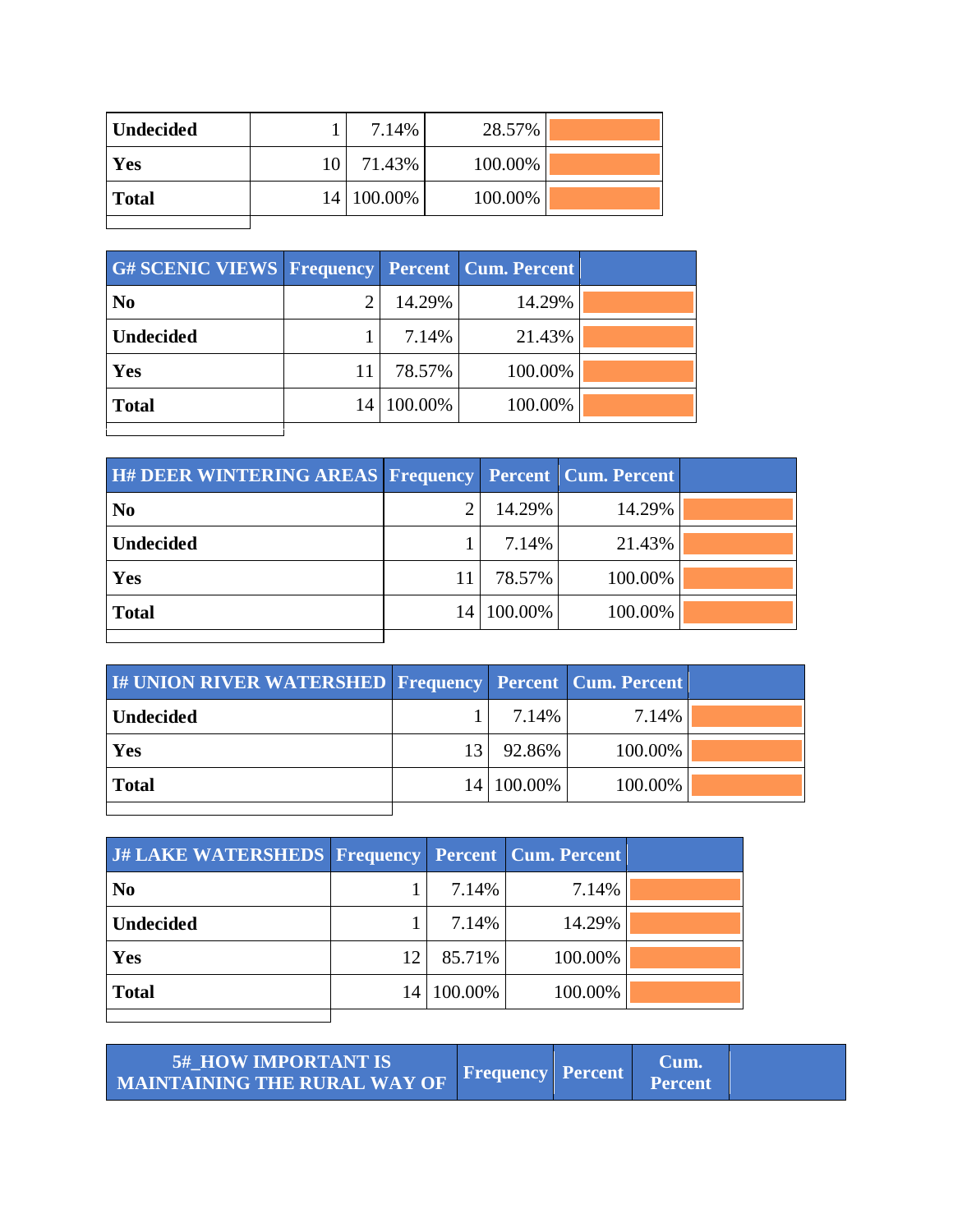| | | | | |
|---|---|---|---|---|
| **Undecided** | 1 | 7.14% | 28.57% | |
| **Yes** | 10 | 71.43% | 100.00% | |
| **Total** | 14 | 100.00% | 100.00% | |

| G# SCENIC VIEWS | Frequency | Percent | Cum. Percent | |
|---|---|---|---|---|
| **No** | 2 | 14.29% | 14.29% | |
| **Undecided** | 1 | 7.14% | 21.43% | |
| **Yes** | 11 | 78.57% | 100.00% | |
| **Total** | 14 | 100.00% | 100.00% | |

| H# DEER WINTERING AREAS | Frequency | Percent | Cum. Percent | |
|---|---|---|---|---|
| **No** | 2 | 14.29% | 14.29% | |
| **Undecided** | 1 | 7.14% | 21.43% | |
| **Yes** | 11 | 78.57% | 100.00% | |
| **Total** | 14 | 100.00% | 100.00% | |

| I# UNION RIVER WATERSHED | Frequency | Percent | Cum. Percent | |
|---|---|---|---|---|
| **Undecided** | 1 | 7.14% | 7.14% | |
| **Yes** | 13 | 92.86% | 100.00% | |
| **Total** | 14 | 100.00% | 100.00% | |

| J# LAKE WATERSHEDS | Frequency | Percent | Cum. Percent | |
|---|---|---|---|---|
| **No** | 1 | 7.14% | 7.14% | |
| **Undecided** | 1 | 7.14% | 14.29% | |
| **Yes** | 12 | 85.71% | 100.00% | |
| **Total** | 14 | 100.00% | 100.00% | |

| 5#_HOW IMPORTANT IS MAINTAINING THE RURAL WAY OF | Frequency | Percent | Cum. Percent | |
|---|---|---|---|---|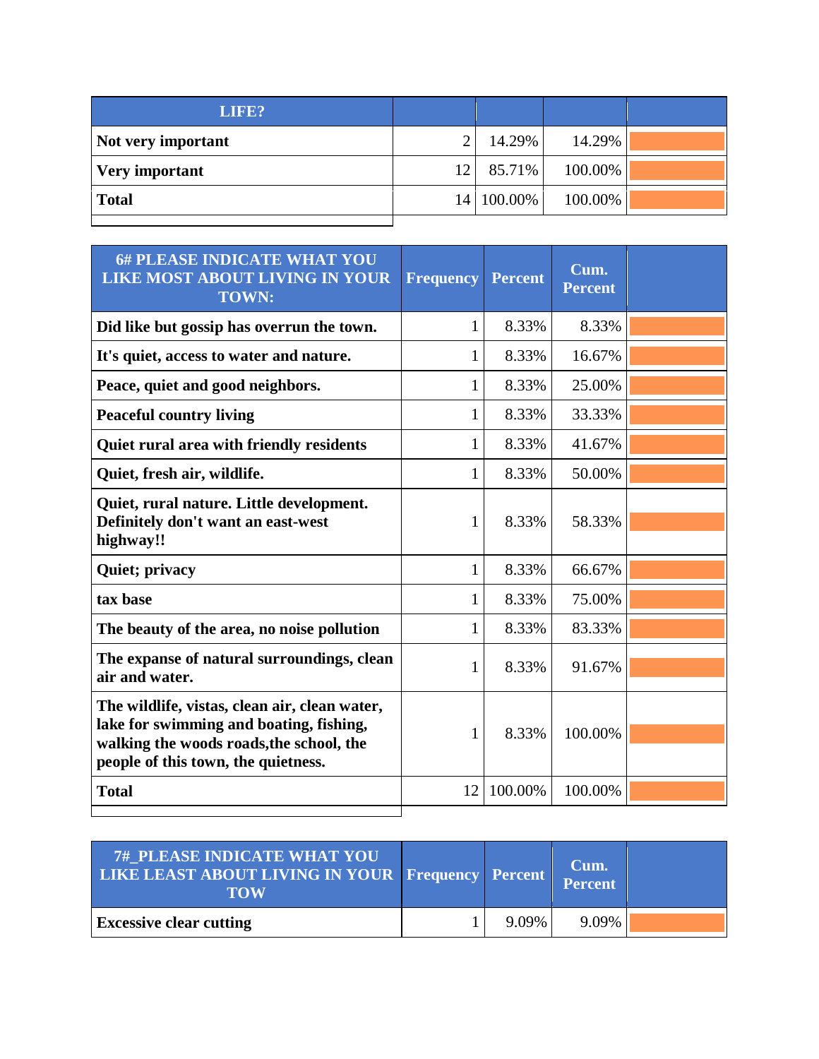| LIFE? | | | | |
|---|---|---|---|---|
| Not very important | 2 | 14.29% | 14.29% | |
| Very important | 12 | 85.71% | 100.00% | |
| Total | 14 | 100.00% | 100.00% | |

| 6# PLEASE INDICATE WHAT YOU LIKE MOST ABOUT LIVING IN YOUR TOWN: | Frequency | Percent | Cum. Percent | |
|---|---|---|---|---|
| Did like but gossip has overrun the town. | 1 | 8.33% | 8.33% | |
| It's quiet, access to water and nature. | 1 | 8.33% | 16.67% | |
| Peace, quiet and good neighbors. | 1 | 8.33% | 25.00% | |
| Peaceful country living | 1 | 8.33% | 33.33% | |
| Quiet rural area with friendly residents | 1 | 8.33% | 41.67% | |
| Quiet, fresh air, wildlife. | 1 | 8.33% | 50.00% | |
| Quiet, rural nature. Little development. Definitely don't want an east-west highway!! | 1 | 8.33% | 58.33% | |
| Quiet; privacy | 1 | 8.33% | 66.67% | |
| tax base | 1 | 8.33% | 75.00% | |
| The beauty of the area, no noise pollution | 1 | 8.33% | 83.33% | |
| The expanse of natural surroundings, clean air and water. | 1 | 8.33% | 91.67% | |
| The wildlife, vistas, clean air, clean water, lake for swimming and boating, fishing, walking the woods roads,the school, the people of this town, the quietness. | 1 | 8.33% | 100.00% | |
| Total | 12 | 100.00% | 100.00% | |

| 7#_PLEASE INDICATE WHAT YOU LIKE LEAST ABOUT LIVING IN YOUR TOW | Frequency | Percent | Cum. Percent | |
|---|---|---|---|---|
| Excessive clear cutting | 1 | 9.09% | 9.09% | |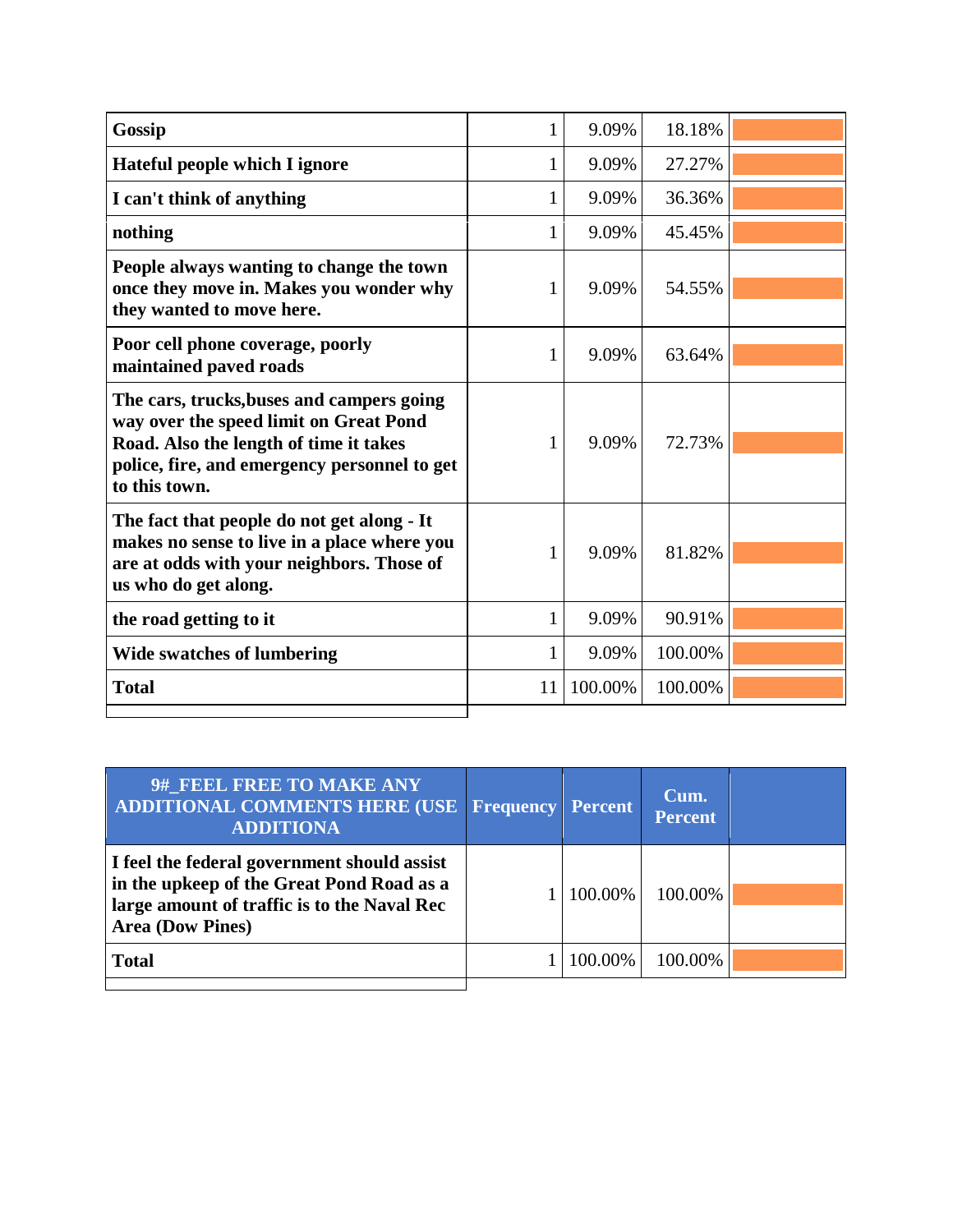| | | | | |
|---|---|---|---|---|
| **Gossip** | 1 | 9.09% | 18.18% | |
| **Hateful people which I ignore** | 1 | 9.09% | 27.27% | |
| **I can't think of anything** | 1 | 9.09% | 36.36% | |
| **nothing** | 1 | 9.09% | 45.45% | |
| **People always wanting to change the town once they move in. Makes you wonder why they wanted to move here.** | 1 | 9.09% | 54.55% | |
| **Poor cell phone coverage, poorly maintained paved roads** | 1 | 9.09% | 63.64% | |
| **The cars, trucks,buses and campers going way over the speed limit on Great Pond Road. Also the length of time it takes police, fire, and emergency personnel to get to this town.** | 1 | 9.09% | 72.73% | |
| **The fact that people do not get along - It makes no sense to live in a place where you are at odds with your neighbors. Those of us who do get along.** | 1 | 9.09% | 81.82% | |
| **the road getting to it** | 1 | 9.09% | 90.91% | |
| **Wide swatches of lumbering** | 1 | 9.09% | 100.00% | |
| **Total** | 11 | 100.00% | 100.00% | |

| 9#_FEEL FREE TO MAKE ANY ADDITIONAL COMMENTS HERE (USE ADDITIONA | Frequency | Percent | Cum. Percent | |
|---|---|---|---|---|
| **I feel the federal government should assist in the upkeep of the Great Pond Road as a large amount of traffic is to the Naval Rec Area (Dow Pines)** | 1 | 100.00% | 100.00% | |
| **Total** | 1 | 100.00% | 100.00% | |